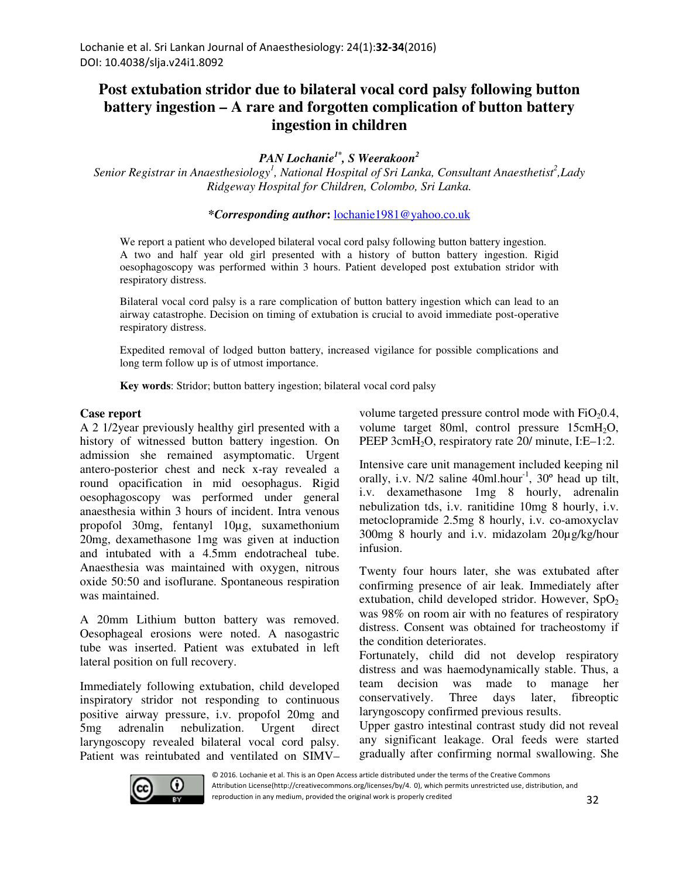# Post extubation stridor due to bilateral vocal cord palsy following button battery ingestion – A rare and forgotten complication of button battery ingestion in children

***PAN Lochanie*[1*], *S Weerakoon*[2]**

*Senior Registrar in Anaesthesiology[1], National Hospital of Sri Lanka, Consultant Anaesthetist[2], Lady Ridgeway Hospital for Children, Colombo, Sri Lanka.*

***Corresponding author:** lochanie1981@yahoo.co.uk

We report a patient who developed bilateral vocal cord palsy following button battery ingestion. A two and half year old girl presented with a history of button battery ingestion. Rigid oesophagoscopy was performed within 3 hours. Patient developed post extubation stridor with respiratory distress.

Bilateral vocal cord palsy is a rare complication of button battery ingestion which can lead to an airway catastrophe. Decision on timing of extubation is crucial to avoid immediate post-operative respiratory distress.

Expedited removal of lodged button battery, increased vigilance for possible complications and long term follow up is of utmost importance.

**Key words**: Stridor; button battery ingestion; bilateral vocal cord palsy

## Case report

A 2 1/2year previously healthy girl presented with a history of witnessed button battery ingestion. On admission she remained asymptomatic. Urgent antero-posterior chest and neck x-ray revealed a round opacification in mid oesophagus. Rigid oesophagoscopy was performed under general anaesthesia within 3 hours of incident. Intra venous propofol 30mg, fentanyl 10µg, suxamethonium 20mg, dexamethasone 1mg was given at induction and intubated with a 4.5mm endotracheal tube. Anaesthesia was maintained with oxygen, nitrous oxide 50:50 and isoflurane. Spontaneous respiration was maintained.

A 20mm Lithium button battery was removed. Oesophageal erosions were noted. A nasogastric tube was inserted. Patient was extubated in left lateral position on full recovery.

Immediately following extubation, child developed inspiratory stridor not responding to continuous positive airway pressure, i.v. propofol 20mg and 5mg adrenalin nebulization. Urgent direct laryngoscopy revealed bilateral vocal cord palsy. Patient was reintubated and ventilated on SIMV–volume targeted pressure control mode with $FiO_2$0.4, volume target 80ml, control pressure 15cm$H_2O$, PEEP 3cm$H_2O$, respiratory rate 20/ minute, I:E–1:2.

Intensive care unit management included keeping nil orally, i.v. N/2 saline 40ml.hour$^{-1}$, 30º head up tilt, i.v. dexamethasone 1mg 8 hourly, adrenalin nebulization tds, i.v. ranitidine 10mg 8 hourly, i.v. metoclopramide 2.5mg 8 hourly, i.v. co-amoxyclav 300mg 8 hourly and i.v. midazolam 20µg/kg/hour infusion.

Twenty four hours later, she was extubated after confirming presence of air leak. Immediately after extubation, child developed stridor. However, $SpO_2$ was 98% on room air with no features of respiratory distress. Consent was obtained for tracheostomy if the condition deteriorates.

Fortunately, child did not develop respiratory distress and was haemodynamically stable. Thus, a team decision was made to manage her conservatively. Three days later, fibreoptic laryngoscopy confirmed previous results.

Upper gastro intestinal contrast study did not reveal any significant leakage. Oral feeds were started gradually after confirming normal swallowing. She

© 2016. Lochanie et al. This is an Open Access article distributed under the terms of the Creative Commons Attribution License(http://creativecommons.org/licenses/by/4. 0), which permits unrestricted use, distribution, and reproduction in any medium, provided the original work is properly credited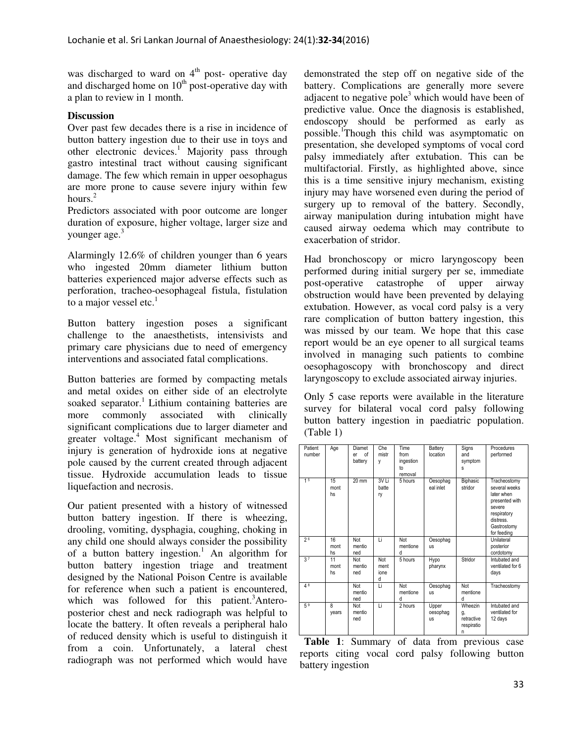was discharged to ward on 4th post- operative day and discharged home on 10th post-operative day with a plan to review in 1 month.

**Discussion**

Over past few decades there is a rise in incidence of button battery ingestion due to their use in toys and other electronic devices.[1] Majority pass through gastro intestinal tract without causing significant damage. The few which remain in upper oesophagus are more prone to cause severe injury within few hours.[2]

Predictors associated with poor outcome are longer duration of exposure, higher voltage, larger size and younger age.[3]

Alarmingly 12.6% of children younger than 6 years who ingested 20mm diameter lithium button batteries experienced major adverse effects such as perforation, tracheo-oesophageal fistula, fistulation to a major vessel etc.[1]

Button battery ingestion poses a significant challenge to the anaesthetists, intensivists and primary care physicians due to need of emergency interventions and associated fatal complications.

Button batteries are formed by compacting metals and metal oxides on either side of an electrolyte soaked separator.[1] Lithium containing batteries are more commonly associated with clinically significant complications due to larger diameter and greater voltage.[4] Most significant mechanism of injury is generation of hydroxide ions at negative pole caused by the current created through adjacent tissue. Hydroxide accumulation leads to tissue liquefaction and necrosis.

Our patient presented with a history of witnessed button battery ingestion. If there is wheezing, drooling, vomiting, dysphagia, coughing, choking in any child one should always consider the possibility of a button battery ingestion.[1] An algorithm for button battery ingestion triage and treatment designed by the National Poison Centre is available for reference when such a patient is encountered, which was followed for this patient.[3] Antero-posterior chest and neck radiograph was helpful to locate the battery. It often reveals a peripheral halo of reduced density which is useful to distinguish it from a coin. Unfortunately, a lateral chest radiograph was not performed which would have demonstrated the step off on negative side of the battery. Complications are generally more severe adjacent to negative pole[3] which would have been of predictive value. Once the diagnosis is established, endoscopy should be performed as early as possible.[1] Though this child was asymptomatic on presentation, she developed symptoms of vocal cord palsy immediately after extubation. This can be multifactorial. Firstly, as highlighted above, since this is a time sensitive injury mechanism, existing injury may have worsened even during the period of surgery up to removal of the battery. Secondly, airway manipulation during intubation might have caused airway oedema which may contribute to exacerbation of stridor.

Had bronchoscopy or micro laryngoscopy been performed during initial surgery per se, immediate post-operative catastrophe of upper airway obstruction would have been prevented by delaying extubation. However, as vocal cord palsy is a very rare complication of button battery ingestion, this was missed by our team. We hope that this case report would be an eye opener to all surgical teams involved in managing such patients to combine oesophagoscopy with bronchoscopy and direct laryngoscopy to exclude associated airway injuries.

Only 5 case reports were available in the literature survey for bilateral vocal cord palsy following button battery ingestion in paediatric population. (Table 1)

| Patient number | Age | Diameter of battery | Chemistry | Time from ingestion to removal | Battery location | Signs and symptoms | Procedures performed |
|---|---|---|---|---|---|---|---|
| 1 [5] | 15 months | 20 mm | 3V Li battery | 5 hours | Oesophageal inlet | Biphasic stridor | Tracheostomy several weeks later when presented with severe respiratory distress. Gastrostomy for feeding |
| 2 [6] | 16 months | Not mentioned | Li | Not mentioned | Oesophagus | | Unilateral posterior cordotomy |
| 3 [7] | 11 months | Not mentioned | Not mentioned | 5 hours | Hypopharynx | Stridor | Intubated and ventilated for 6 days |
| 4 [8] | | Not mentioned | Li | Not mentioned | Oesophagus | Not mentioned | Tracheostomy |
| 5 [9] | 8 years | Not mentioned | Li | 2 hours | Upper oesophagus | Wheezing, retractive respiration | Intubated and ventilated for 12 days |

**Table 1**: Summary of data from previous case reports citing vocal cord palsy following button battery ingestion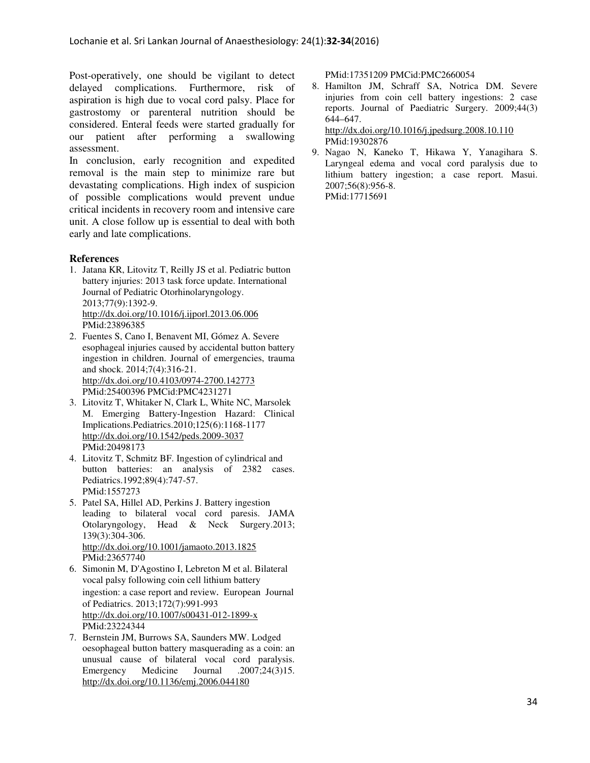Post-operatively, one should be vigilant to detect delayed complications. Furthermore, risk of aspiration is high due to vocal cord palsy. Place for gastrostomy or parenteral nutrition should be considered. Enteral feeds were started gradually for our patient after performing a swallowing assessment.

In conclusion, early recognition and expedited removal is the main step to minimize rare but devastating complications. High index of suspicion of possible complications would prevent undue critical incidents in recovery room and intensive care unit. A close follow up is essential to deal with both early and late complications.

## References

1. Jatana KR, Litovitz T, Reilly JS et al. Pediatric button battery injuries: 2013 task force update. International Journal of Pediatric Otorhinolaryngology. 2013;77(9):1392-9. http://dx.doi.org/10.1016/j.ijporl.2013.06.006 PMid:23896385
2. Fuentes S, Cano I, Benavent MI, Gómez A. Severe esophageal injuries caused by accidental button battery ingestion in children. Journal of emergencies, trauma and shock. 2014;7(4):316-21. http://dx.doi.org/10.4103/0974-2700.142773 PMid:25400396 PMCid:PMC4231271
3. Litovitz T, Whitaker N, Clark L, White NC, Marsolek M. Emerging Battery-Ingestion Hazard: Clinical Implications.Pediatrics.2010;125(6):1168-1177 http://dx.doi.org/10.1542/peds.2009-3037 PMid:20498173
4. Litovitz T, Schmitz BF. Ingestion of cylindrical and button batteries: an analysis of 2382 cases. Pediatrics.1992;89(4):747-57. PMid:1557273
5. Patel SA, Hillel AD, Perkins J. Battery ingestion leading to bilateral vocal cord paresis. JAMA Otolaryngology, Head & Neck Surgery.2013; 139(3):304-306. http://dx.doi.org/10.1001/jamaoto.2013.1825 PMid:23657740
6. Simonin M, D'Agostino I, Lebreton M et al. Bilateral vocal palsy following coin cell lithium battery ingestion: a case report and review. European Journal of Pediatrics. 2013;172(7):991-993 http://dx.doi.org/10.1007/s00431-012-1899-x PMid:23224344
7. Bernstein JM, Burrows SA, Saunders MW. Lodged oesophageal button battery masquerading as a coin: an unusual cause of bilateral vocal cord paralysis. Emergency Medicine Journal .2007;24(3)15. http://dx.doi.org/10.1136/emj.2006.044180 PMid:17351209 PMCid:PMC2660054
8. Hamilton JM, Schraff SA, Notrica DM. Severe injuries from coin cell battery ingestions: 2 case reports. Journal of Paediatric Surgery. 2009;44(3) 644–647. http://dx.doi.org/10.1016/j.jpedsurg.2008.10.110 PMid:19302876
9. Nagao N, Kaneko T, Hikawa Y, Yanagihara S. Laryngeal edema and vocal cord paralysis due to lithium battery ingestion; a case report. Masui. 2007;56(8):956-8. PMid:17715691